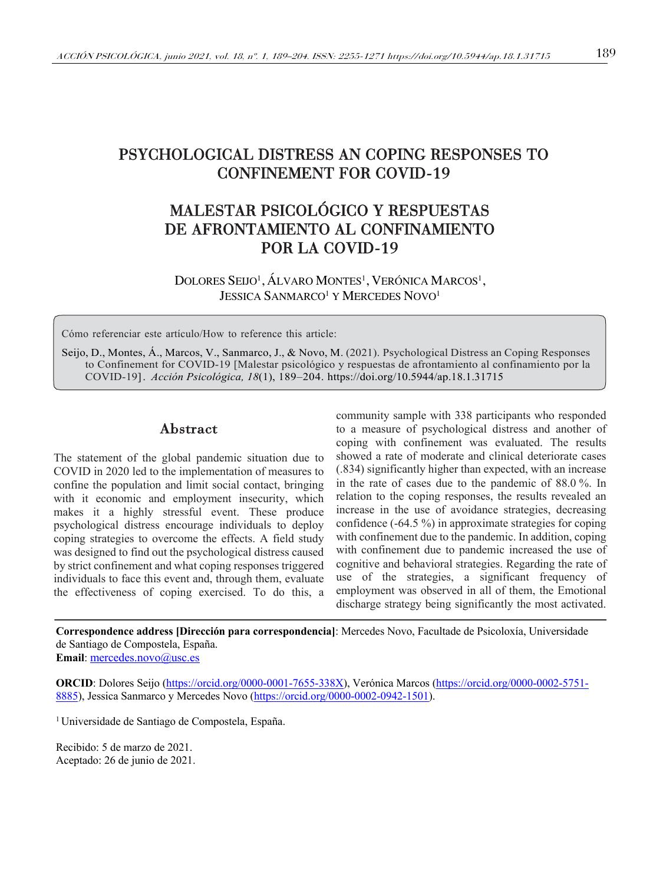# PSYCHOLOGICAL DISTRESS AN COPING RESPONSES TO CONFINEMENT FOR COVID-19

# MALESTAR PSICOLÓGICO Y RESPUESTAS DE AFRONTAMIENTO AL CONFINAMIENTO POR LA COVID-19

DOLORES SEIJO[1], ÁLVARO MONTES[1], VERÓNICA MARCOS[1], JESSICA SANMARCO[1] Y MERCEDES NOVO[1]

Cómo referenciar este artículo/How to reference this article:

Seijo, D., Montes, Á., Marcos, V., Sanmarco, J., & Novo, M. (2021). Psychological Distress an Coping Responses to Confinement for COVID-19 [Malestar psicológico y respuestas de afrontamiento al confinamiento por la COVID-19]. *Acción Psicológica, 18*(1), 189–204. https://doi.org/10.5944/ap.18.1.31715

## Abstract

The statement of the global pandemic situation due to COVID in 2020 led to the implementation of measures to confine the population and limit social contact, bringing with it economic and employment insecurity, which makes it a highly stressful event. These produce psychological distress encourage individuals to deploy coping strategies to overcome the effects. A field study was designed to find out the psychological distress caused by strict confinement and what coping responses triggered individuals to face this event and, through them, evaluate the effectiveness of coping exercised. To do this, a community sample with 338 participants who responded to a measure of psychological distress and another of coping with confinement was evaluated. The results showed a rate of moderate and clinical deteriorate cases (.834) significantly higher than expected, with an increase in the rate of cases due to the pandemic of 88.0 %. In relation to the coping responses, the results revealed an increase in the use of avoidance strategies, decreasing confidence (-64.5 %) in approximate strategies for coping with confinement due to the pandemic. In addition, coping with confinement due to pandemic increased the use of cognitive and behavioral strategies. Regarding the rate of use of the strategies, a significant frequency of employment was observed in all of them, the Emotional discharge strategy being significantly the most activated.

**Correspondence address [Dirección para correspondencia]**: Mercedes Novo, Facultade de Psicoloxía, Universidade de Santiago de Compostela, España.
**Email**: mercedes.novo@usc.es

**ORCID**: Dolores Seijo (https://orcid.org/0000-0001-7655-338X), Verónica Marcos (https://orcid.org/0000-0002-5751-8885), Jessica Sanmarco y Mercedes Novo (https://orcid.org/0000-0002-0942-1501).

[1] Universidade de Santiago de Compostela, España.

Recibido: 5 de marzo de 2021.
Aceptado: 26 de junio de 2021.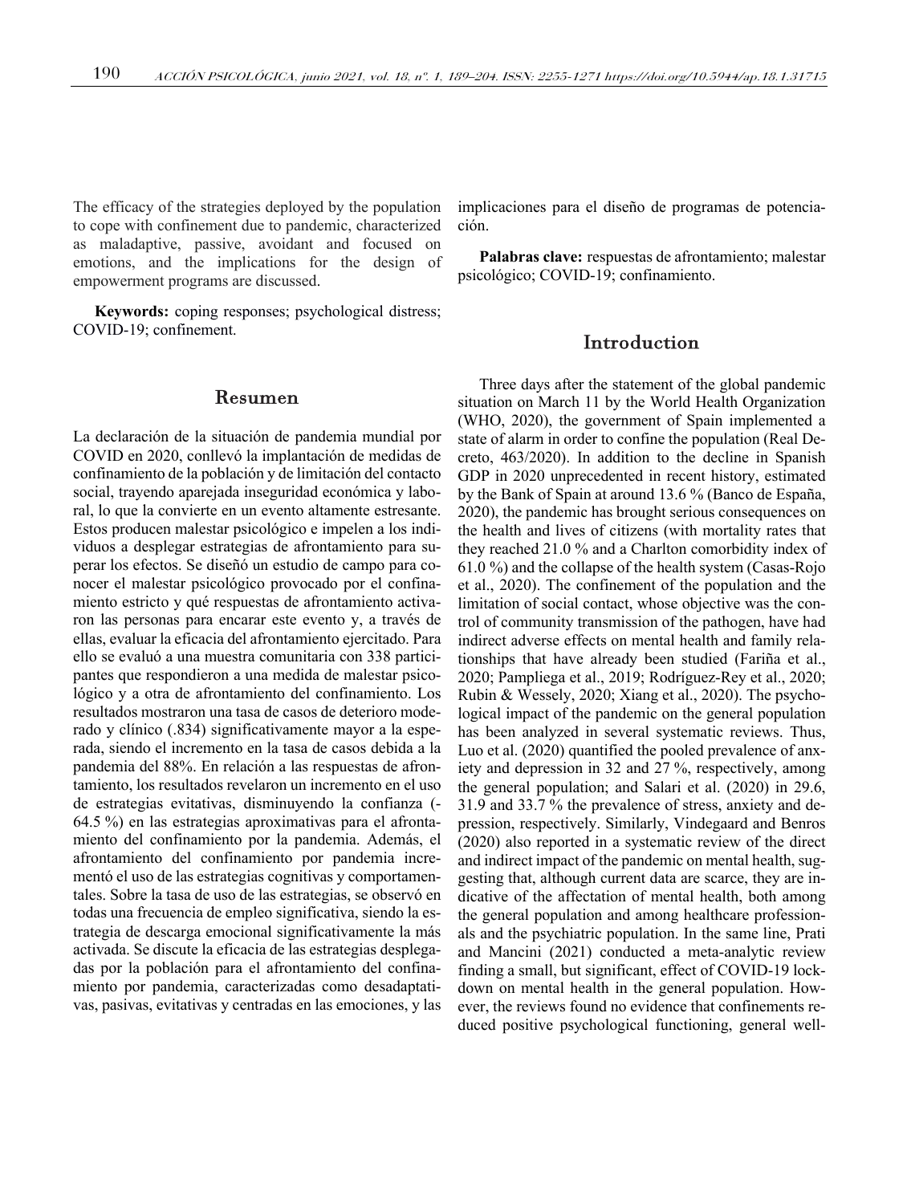The efficacy of the strategies deployed by the population to cope with confinement due to pandemic, characterized as maladaptive, passive, avoidant and focused on emotions, and the implications for the design of empowerment programs are discussed.

**Keywords:** coping responses; psychological distress; COVID-19; confinement.

## Resumen

La declaración de la situación de pandemia mundial por COVID en 2020, conllevó la implantación de medidas de confinamiento de la población y de limitación del contacto social, trayendo aparejada inseguridad económica y laboral, lo que la convierte en un evento altamente estresante. Estos producen malestar psicológico e impelen a los individuos a desplegar estrategias de afrontamiento para superar los efectos. Se diseñó un estudio de campo para conocer el malestar psicológico provocado por el confinamiento estricto y qué respuestas de afrontamiento activaron las personas para encarar este evento y, a través de ellas, evaluar la eficacia del afrontamiento ejercitado. Para ello se evaluó a una muestra comunitaria con 338 participantes que respondieron a una medida de malestar psicológico y a otra de afrontamiento del confinamiento. Los resultados mostraron una tasa de casos de deterioro moderado y clínico (.834) significativamente mayor a la esperada, siendo el incremento en la tasa de casos debida a la pandemia del 88%. En relación a las respuestas de afrontamiento, los resultados revelaron un incremento en el uso de estrategias evitativas, disminuyendo la confianza (-64.5 %) en las estrategias aproximativas para el afrontamiento del confinamiento por la pandemia. Además, el afrontamiento del confinamiento por pandemia incrementó el uso de las estrategias cognitivas y comportamentales. Sobre la tasa de uso de las estrategias, se observó en todas una frecuencia de empleo significativa, siendo la estrategia de descarga emocional significativamente la más activada. Se discute la eficacia de las estrategias desplegadas por la población para el afrontamiento del confinamiento por pandemia, caracterizadas como desadaptativas, pasivas, evitativas y centradas en las emociones, y las implicaciones para el diseño de programas de potenciación.

**Palabras clave:** respuestas de afrontamiento; malestar psicológico; COVID-19; confinamiento.

## Introduction

Three days after the statement of the global pandemic situation on March 11 by the World Health Organization (WHO, 2020), the government of Spain implemented a state of alarm in order to confine the population (Real Decreto, 463/2020). In addition to the decline in Spanish GDP in 2020 unprecedented in recent history, estimated by the Bank of Spain at around 13.6 % (Banco de España, 2020), the pandemic has brought serious consequences on the health and lives of citizens (with mortality rates that they reached 21.0 % and a Charlton comorbidity index of 61.0 %) and the collapse of the health system (Casas-Rojo et al., 2020). The confinement of the population and the limitation of social contact, whose objective was the control of community transmission of the pathogen, have had indirect adverse effects on mental health and family relationships that have already been studied (Fariña et al., 2020; Pampliega et al., 2019; Rodríguez-Rey et al., 2020; Rubin & Wessely, 2020; Xiang et al., 2020). The psychological impact of the pandemic on the general population has been analyzed in several systematic reviews. Thus, Luo et al. (2020) quantified the pooled prevalence of anxiety and depression in 32 and 27 %, respectively, among the general population; and Salari et al. (2020) in 29.6, 31.9 and 33.7 % the prevalence of stress, anxiety and depression, respectively. Similarly, Vindegaard and Benros (2020) also reported in a systematic review of the direct and indirect impact of the pandemic on mental health, suggesting that, although current data are scarce, they are indicative of the affectation of mental health, both among the general population and among healthcare professionals and the psychiatric population. In the same line, Prati and Mancini (2021) conducted a meta-analytic review finding a small, but significant, effect of COVID-19 lockdown on mental health in the general population. However, the reviews found no evidence that confinements reduced positive psychological functioning, general well-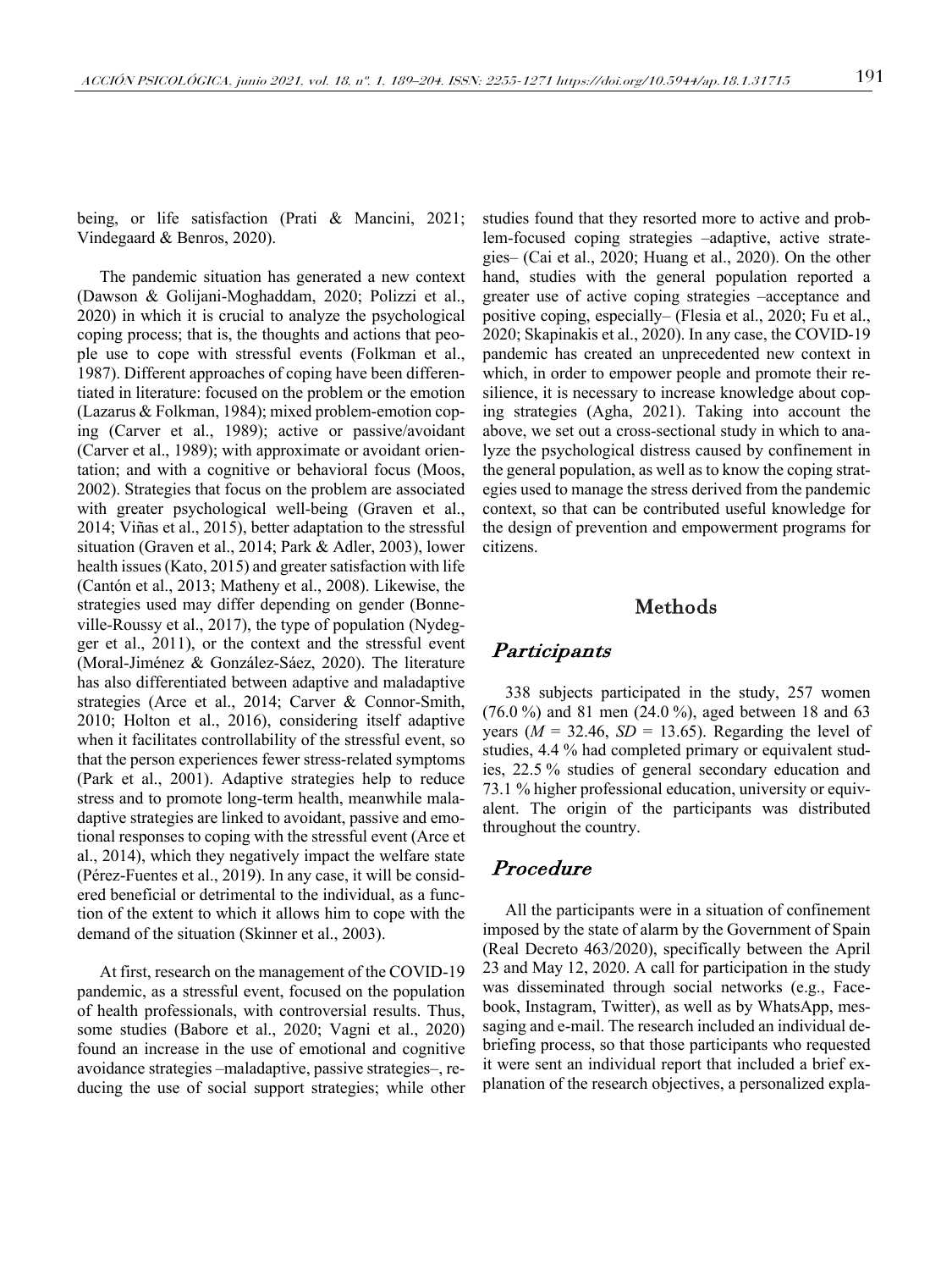being, or life satisfaction (Prati & Mancini, 2021; Vindegaard & Benros, 2020).

The pandemic situation has generated a new context (Dawson & Golijani-Moghaddam, 2020; Polizzi et al., 2020) in which it is crucial to analyze the psychological coping process; that is, the thoughts and actions that people use to cope with stressful events (Folkman et al., 1987). Different approaches of coping have been differentiated in literature: focused on the problem or the emotion (Lazarus & Folkman, 1984); mixed problem-emotion coping (Carver et al., 1989); active or passive/avoidant (Carver et al., 1989); with approximate or avoidant orientation; and with a cognitive or behavioral focus (Moos, 2002). Strategies that focus on the problem are associated with greater psychological well-being (Graven et al., 2014; Viñas et al., 2015), better adaptation to the stressful situation (Graven et al., 2014; Park & Adler, 2003), lower health issues (Kato, 2015) and greater satisfaction with life (Cantón et al., 2013; Matheny et al., 2008). Likewise, the strategies used may differ depending on gender (Bonneville-Roussy et al., 2017), the type of population (Nydegger et al., 2011), or the context and the stressful event (Moral-Jiménez & González-Sáez, 2020). The literature has also differentiated between adaptive and maladaptive strategies (Arce et al., 2014; Carver & Connor-Smith, 2010; Holton et al., 2016), considering itself adaptive when it facilitates controllability of the stressful event, so that the person experiences fewer stress-related symptoms (Park et al., 2001). Adaptive strategies help to reduce stress and to promote long-term health, meanwhile maladaptive strategies are linked to avoidant, passive and emotional responses to coping with the stressful event (Arce et al., 2014), which they negatively impact the welfare state (Pérez-Fuentes et al., 2019). In any case, it will be considered beneficial or detrimental to the individual, as a function of the extent to which it allows him to cope with the demand of the situation (Skinner et al., 2003).

At first, research on the management of the COVID-19 pandemic, as a stressful event, focused on the population of health professionals, with controversial results. Thus, some studies (Babore et al., 2020; Vagni et al., 2020) found an increase in the use of emotional and cognitive avoidance strategies –maladaptive, passive strategies–, reducing the use of social support strategies; while other studies found that they resorted more to active and problem-focused coping strategies –adaptive, active strategies– (Cai et al., 2020; Huang et al., 2020). On the other hand, studies with the general population reported a greater use of active coping strategies –acceptance and positive coping, especially– (Flesia et al., 2020; Fu et al., 2020; Skapinakis et al., 2020). In any case, the COVID-19 pandemic has created an unprecedented new context in which, in order to empower people and promote their resilience, it is necessary to increase knowledge about coping strategies (Agha, 2021). Taking into account the above, we set out a cross-sectional study in which to analyze the psychological distress caused by confinement in the general population, as well as to know the coping strategies used to manage the stress derived from the pandemic context, so that can be contributed useful knowledge for the design of prevention and empowerment programs for citizens.

## Methods

### *Participants*

338 subjects participated in the study, 257 women (76.0 %) and 81 men (24.0 %), aged between 18 and 63 years ($M$ = 32.46, $SD$ = 13.65). Regarding the level of studies, 4.4 % had completed primary or equivalent studies, 22.5 % studies of general secondary education and 73.1 % higher professional education, university or equivalent. The origin of the participants was distributed throughout the country.

### *Procedure*

All the participants were in a situation of confinement imposed by the state of alarm by the Government of Spain (Real Decreto 463/2020), specifically between the April 23 and May 12, 2020. A call for participation in the study was disseminated through social networks (e.g., Facebook, Instagram, Twitter), as well as by WhatsApp, messaging and e-mail. The research included an individual debriefing process, so that those participants who requested it were sent an individual report that included a brief explanation of the research objectives, a personalized expla-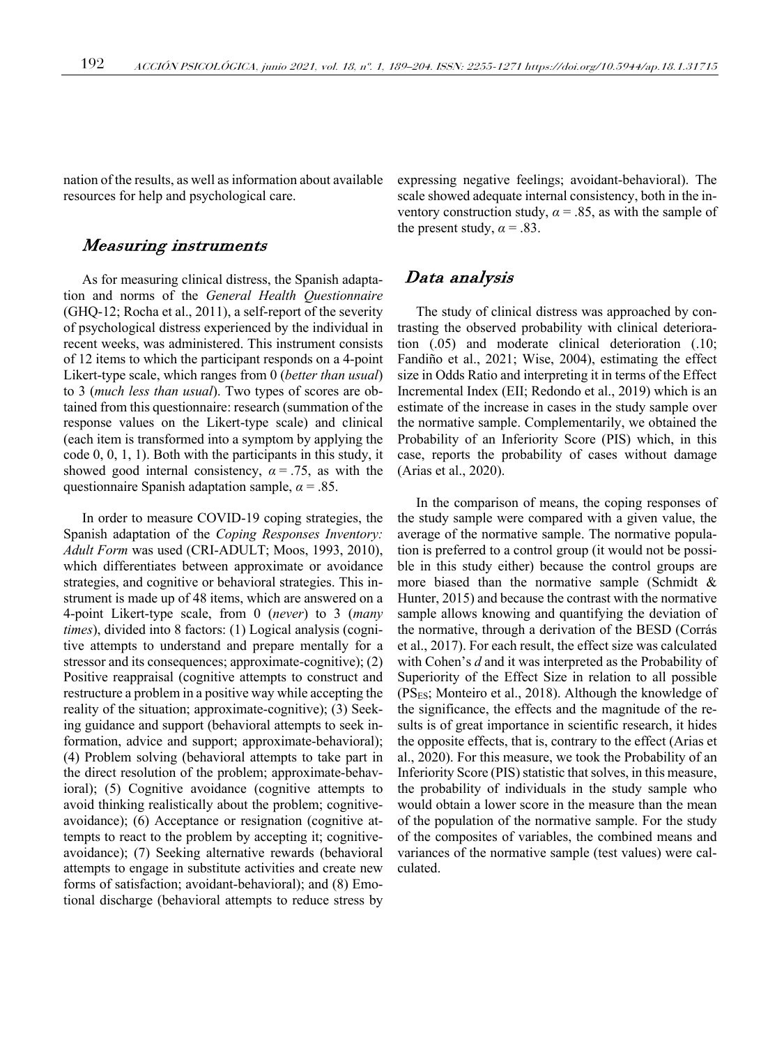nation of the results, as well as information about available resources for help and psychological care.

## *Measuring instruments*

As for measuring clinical distress, the Spanish adaptation and norms of the *General Health Questionnaire* (GHQ-12; Rocha et al., 2011), a self-report of the severity of psychological distress experienced by the individual in recent weeks, was administered. This instrument consists of 12 items to which the participant responds on a 4-point Likert-type scale, which ranges from 0 (*better than usual*) to 3 (*much less than usual*). Two types of scores are obtained from this questionnaire: research (summation of the response values on the Likert-type scale) and clinical (each item is transformed into a symptom by applying the code 0, 0, 1, 1). Both with the participants in this study, it showed good internal consistency, $\alpha = .75$, as with the questionnaire Spanish adaptation sample, $\alpha = .85$.

In order to measure COVID-19 coping strategies, the Spanish adaptation of the *Coping Responses Inventory: Adult Form* was used (CRI-ADULT; Moos, 1993, 2010), which differentiates between approximate or avoidance strategies, and cognitive or behavioral strategies. This instrument is made up of 48 items, which are answered on a 4-point Likert-type scale, from 0 (*never*) to 3 (*many times*), divided into 8 factors: (1) Logical analysis (cognitive attempts to understand and prepare mentally for a stressor and its consequences; approximate-cognitive); (2) Positive reappraisal (cognitive attempts to construct and restructure a problem in a positive way while accepting the reality of the situation; approximate-cognitive); (3) Seeking guidance and support (behavioral attempts to seek information, advice and support; approximate-behavioral); (4) Problem solving (behavioral attempts to take part in the direct resolution of the problem; approximate-behavioral); (5) Cognitive avoidance (cognitive attempts to avoid thinking realistically about the problem; cognitive-avoidance); (6) Acceptance or resignation (cognitive attempts to react to the problem by accepting it; cognitive-avoidance); (7) Seeking alternative rewards (behavioral attempts to engage in substitute activities and create new forms of satisfaction; avoidant-behavioral); and (8) Emotional discharge (behavioral attempts to reduce stress by expressing negative feelings; avoidant-behavioral). The scale showed adequate internal consistency, both in the inventory construction study, $\alpha = .85$, as with the sample of the present study, $\alpha = .83$.

## *Data analysis*

The study of clinical distress was approached by contrasting the observed probability with clinical deterioration (.05) and moderate clinical deterioration (.10; Fandiño et al., 2021; Wise, 2004), estimating the effect size in Odds Ratio and interpreting it in terms of the Effect Incremental Index (EII; Redondo et al., 2019) which is an estimate of the increase in cases in the study sample over the normative sample. Complementarily, we obtained the Probability of an Inferiority Score (PIS) which, in this case, reports the probability of cases without damage (Arias et al., 2020).

In the comparison of means, the coping responses of the study sample were compared with a given value, the average of the normative sample. The normative population is preferred to a control group (it would not be possible in this study either) because the control groups are more biased than the normative sample (Schmidt & Hunter, 2015) and because the contrast with the normative sample allows knowing and quantifying the deviation of the normative, through a derivation of the BESD (Corrás et al., 2017). For each result, the effect size was calculated with Cohen's *d* and it was interpreted as the Probability of Superiority of the Effect Size in relation to all possible ($PS_{ES}$; Monteiro et al., 2018). Although the knowledge of the significance, the effects and the magnitude of the results is of great importance in scientific research, it hides the opposite effects, that is, contrary to the effect (Arias et al., 2020). For this measure, we took the Probability of an Inferiority Score (PIS) statistic that solves, in this measure, the probability of individuals in the study sample who would obtain a lower score in the measure than the mean of the population of the normative sample. For the study of the composites of variables, the combined means and variances of the normative sample (test values) were calculated.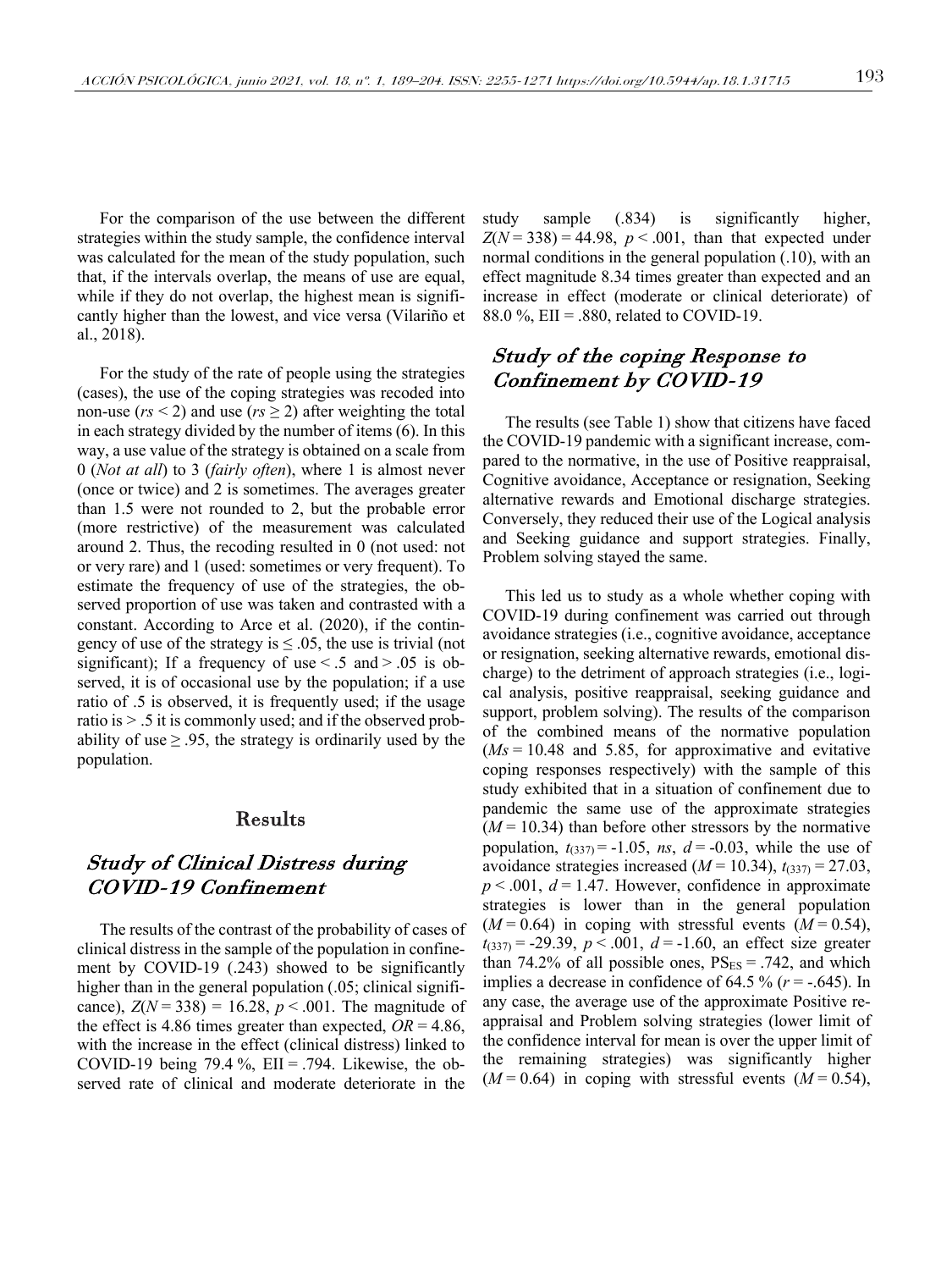For the comparison of the use between the different strategies within the study sample, the confidence interval was calculated for the mean of the study population, such that, if the intervals overlap, the means of use are equal, while if they do not overlap, the highest mean is significantly higher than the lowest, and vice versa (Vilariño et al., 2018).

For the study of the rate of people using the strategies (cases), the use of the coping strategies was recoded into non-use ($rs < 2$) and use ($rs \geq 2$) after weighting the total in each strategy divided by the number of items (6). In this way, a use value of the strategy is obtained on a scale from 0 (*Not at all*) to 3 (*fairly often*), where 1 is almost never (once or twice) and 2 is sometimes. The averages greater than 1.5 were not rounded to 2, but the probable error (more restrictive) of the measurement was calculated around 2. Thus, the recoding resulted in 0 (not used: not or very rare) and 1 (used: sometimes or very frequent). To estimate the frequency of use of the strategies, the observed proportion of use was taken and contrasted with a constant. According to Arce et al. (2020), if the contingency of use of the strategy is ≤ .05, the use is trivial (not significant); If a frequency of use < .5 and > .05 is observed, it is of occasional use by the population; if a use ratio of .5 is observed, it is frequently used; if the usage ratio is > .5 it is commonly used; and if the observed probability of use ≥ .95, the strategy is ordinarily used by the population.

# Results

## Study of Clinical Distress during COVID-19 Confinement

The results of the contrast of the probability of cases of clinical distress in the sample of the population in confinement by COVID-19 (.243) showed to be significantly higher than in the general population (.05; clinical significance), $Z(N = 338) = 16.28$, $p < .001$. The magnitude of the effect is 4.86 times greater than expected, $OR = 4.86$, with the increase in the effect (clinical distress) linked to COVID-19 being 79.4 %, EII = .794. Likewise, the observed rate of clinical and moderate deteriorate in the study sample (.834) is significantly higher, $Z(N = 338) = 44.98$, $p < .001$, than that expected under normal conditions in the general population (.10), with an effect magnitude 8.34 times greater than expected and an increase in effect (moderate or clinical deteriorate) of 88.0 %, EII = .880, related to COVID-19.

## Study of the coping Response to Confinement by COVID-19

The results (see Table 1) show that citizens have faced the COVID-19 pandemic with a significant increase, compared to the normative, in the use of Positive reappraisal, Cognitive avoidance, Acceptance or resignation, Seeking alternative rewards and Emotional discharge strategies. Conversely, they reduced their use of the Logical analysis and Seeking guidance and support strategies. Finally, Problem solving stayed the same.

This led us to study as a whole whether coping with COVID-19 during confinement was carried out through avoidance strategies (i.e., cognitive avoidance, acceptance or resignation, seeking alternative rewards, emotional discharge) to the detriment of approach strategies (i.e., logical analysis, positive reappraisal, seeking guidance and support, problem solving). The results of the comparison of the combined means of the normative population ($Ms = 10.48$ and $5.85$, for approximative and evitative coping responses respectively) with the sample of this study exhibited that in a situation of confinement due to pandemic the same use of the approximate strategies ($M = 10.34$) than before other stressors by the normative population, $t_{(337)} = -1.05$, *ns*, $d = -0.03$, while the use of avoidance strategies increased ($M = 10.34$), $t_{(337)} = 27.03$, $p < .001$, $d = 1.47$. However, confidence in approximate strategies is lower than in the general population ($M = 0.64$) in coping with stressful events ($M = 0.54$), $t_{(337)} = -29.39$, $p < .001$, $d = -1.60$, an effect size greater than 74.2% of all possible ones, $PS_{ES} = .742$, and which implies a decrease in confidence of 64.5 % ($r = -.645$). In any case, the average use of the approximate Positive reappraisal and Problem solving strategies (lower limit of the confidence interval for mean is over the upper limit of the remaining strategies) was significantly higher ($M = 0.64$) in coping with stressful events ($M = 0.54$),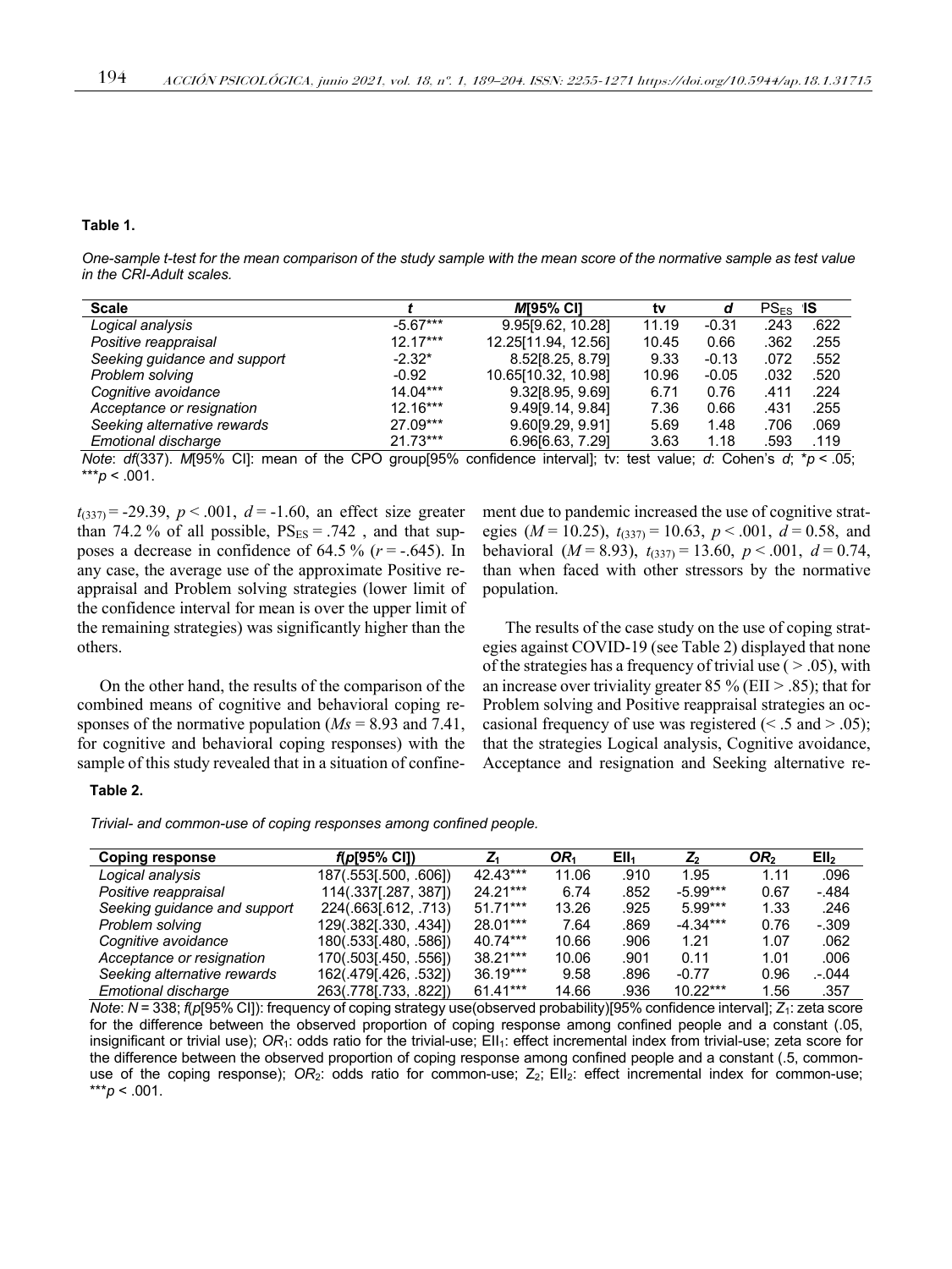**Table 1.**

*One-sample t-test for the mean comparison of the study sample with the mean score of the normative sample as test value in the CRI-Adult scales.*

| Scale | $t$ | $M$[95% CI] | tv | $d$ | $PS_{ES}$ | 'IS |
|---|---|---|---|---|---|---|
| *Logical analysis* | -5.67*** | 9.95[9.62, 10.28] | 11.19 | -0.31 | .243 | .622 |
| *Positive reappraisal* | 12.17*** | 12.25[11.94, 12.56] | 10.45 | 0.66 | .362 | .255 |
| *Seeking guidance and support* | -2.32* | 8.52[8.25, 8.79] | 9.33 | -0.13 | .072 | .552 |
| *Problem solving* | -0.92 | 10.65[10.32, 10.98] | 10.96 | -0.05 | .032 | .520 |
| *Cognitive avoidance* | 14.04*** | 9.32[8.95, 9.69] | 6.71 | 0.76 | .411 | .224 |
| *Acceptance or resignation* | 12.16*** | 9.49[9.14, 9.84] | 7.36 | 0.66 | .431 | .255 |
| *Seeking alternative rewards* | 27.09*** | 9.60[9.29, 9.91] | 5.69 | 1.48 | .706 | .069 |
| *Emotional discharge* | 21.73*** | 6.96[6.63, 7.29] | 3.63 | 1.18 | .593 | .119 |

*Note*: *df*(337). *M*[95% CI]: mean of the CPO group[95% confidence interval]; tv: test value; *d*: Cohen's *d*; \**p* < .05; \*\*\**p* < .001.

$t_{(337)} = -29.39$, $p < .001$, $d = -1.60$, an effect size greater than 74.2 % of all possible, $PS_{ES} = .742$ , and that supposes a decrease in confidence of 64.5 % ($r = -.645$). In any case, the average use of the approximate Positive reappraisal and Problem solving strategies (lower limit of the confidence interval for mean is over the upper limit of the remaining strategies) was significantly higher than the others.

On the other hand, the results of the comparison of the combined means of cognitive and behavioral coping responses of the normative population ($Ms = 8.93$ and 7.41, for cognitive and behavioral coping responses) with the sample of this study revealed that in a situation of confinement due to pandemic increased the use of cognitive strategies ($M = 10.25$), $t_{(337)} = 10.63$, $p < .001$, $d = 0.58$, and behavioral ($M = 8.93$), $t_{(337)} = 13.60$, $p < .001$, $d = 0.74$, than when faced with other stressors by the normative population.

The results of the case study on the use of coping strategies against COVID-19 (see Table 2) displayed that none of the strategies has a frequency of trivial use ( > .05), with an increase over triviality greater 85 % (EII > .85); that for Problem solving and Positive reappraisal strategies an occasional frequency of use was registered (< .5 and > .05); that the strategies Logical analysis, Cognitive avoidance, Acceptance and resignation and Seeking alternative re-

**Table 2.**

*Trivial- and common-use of coping responses among confined people.*

| Coping response | $f(p$[95% CI]) | $Z_1$ | $OR_1$ | $EII_1$ | $Z_2$ | $OR_2$ | $EII_2$ |
|---|---|---|---|---|---|---|---|
| *Logical analysis* | 187(.553[.500, .606]) | 42.43*** | 11.06 | .910 | 1.95 | 1.11 | .096 |
| *Positive reappraisal* | 114(.337[.287, 387]) | 24.21*** | 6.74 | .852 | -5.99*** | 0.67 | -.484 |
| *Seeking guidance and support* | 224(.663[.612, .713) | 51.71*** | 13.26 | .925 | 5.99*** | 1.33 | .246 |
| *Problem solving* | 129(.382[.330, .434]) | 28.01*** | 7.64 | .869 | -4.34*** | 0.76 | -.309 |
| *Cognitive avoidance* | 180(.533[.480, .586]) | 40.74*** | 10.66 | .906 | 1.21 | 1.07 | .062 |
| *Acceptance or resignation* | 170(.503[.450, .556]) | 38.21*** | 10.06 | .901 | 0.11 | 1.01 | .006 |
| *Seeking alternative rewards* | 162(.479[.426, .532]) | 36.19*** | 9.58 | .896 | -0.77 | 0.96 | .-.044 |
| *Emotional discharge* | 263(.778[.733, .822]) | 61.41*** | 14.66 | .936 | 10.22*** | 1.56 | .357 |

*Note*: *N* = 338; *f*(*p*[95% CI]): frequency of coping strategy use(observed probability)[95% confidence interval]; $Z_1$: zeta score for the difference between the observed proportion of coping response among confined people and a constant (.05, insignificant or trivial use); $OR_1$: odds ratio for the trivial-use; $EII_1$: effect incremental index from trivial-use; zeta score for the difference between the observed proportion of coping response among confined people and a constant (.5, common-use of the coping response); $OR_2$: odds ratio for common-use; $Z_2$; $EII_2$: effect incremental index for common-use; \*\*\**p* < .001.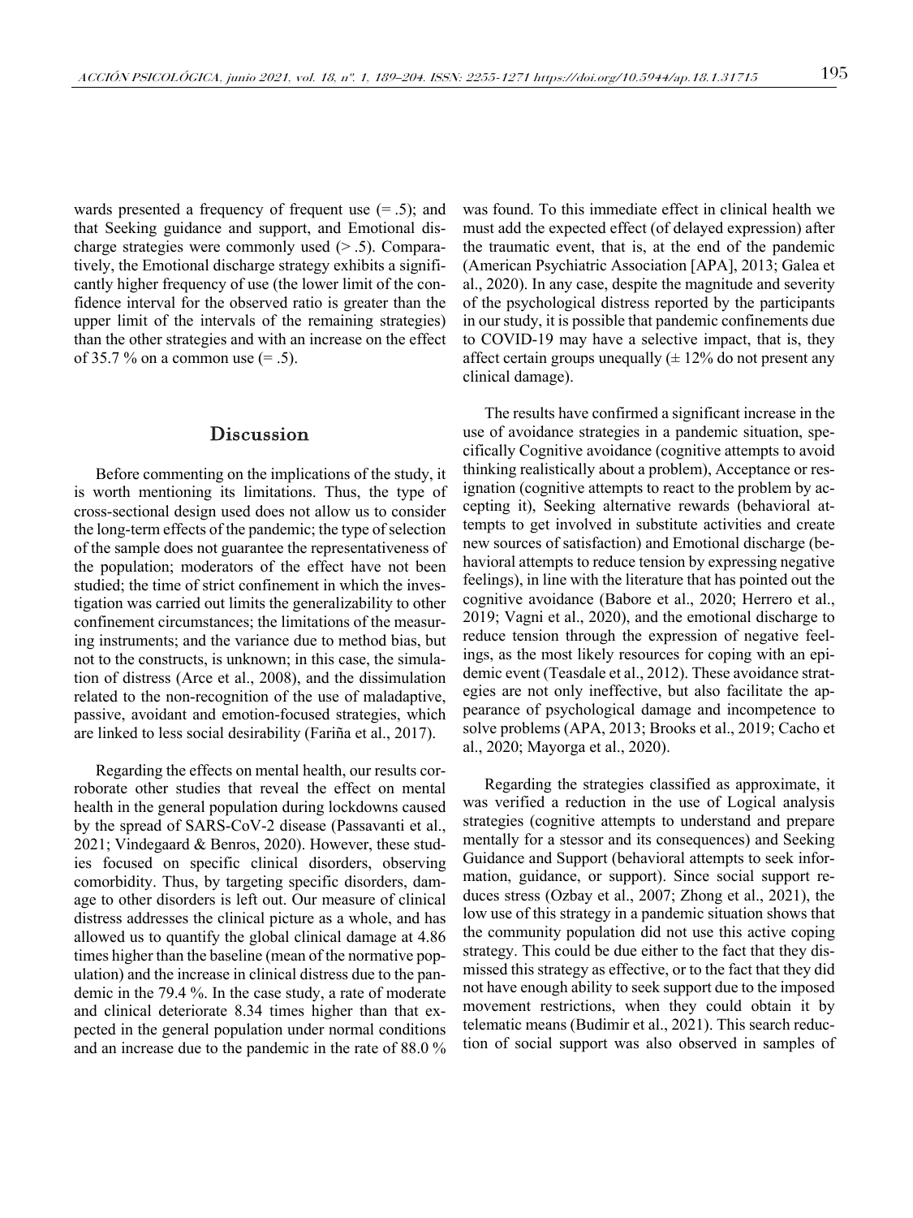wards presented a frequency of frequent use (= .5); and that Seeking guidance and support, and Emotional discharge strategies were commonly used (> .5). Comparatively, the Emotional discharge strategy exhibits a significantly higher frequency of use (the lower limit of the confidence interval for the observed ratio is greater than the upper limit of the intervals of the remaining strategies) than the other strategies and with an increase on the effect of 35.7 % on a common use (= .5).

## Discussion

Before commenting on the implications of the study, it is worth mentioning its limitations. Thus, the type of cross-sectional design used does not allow us to consider the long-term effects of the pandemic; the type of selection of the sample does not guarantee the representativeness of the population; moderators of the effect have not been studied; the time of strict confinement in which the investigation was carried out limits the generalizability to other confinement circumstances; the limitations of the measuring instruments; and the variance due to method bias, but not to the constructs, is unknown; in this case, the simulation of distress (Arce et al., 2008), and the dissimulation related to the non-recognition of the use of maladaptive, passive, avoidant and emotion-focused strategies, which are linked to less social desirability (Fariña et al., 2017).

Regarding the effects on mental health, our results corroborate other studies that reveal the effect on mental health in the general population during lockdowns caused by the spread of SARS-CoV-2 disease (Passavanti et al., 2021; Vindegaard & Benros, 2020). However, these studies focused on specific clinical disorders, observing comorbidity. Thus, by targeting specific disorders, damage to other disorders is left out. Our measure of clinical distress addresses the clinical picture as a whole, and has allowed us to quantify the global clinical damage at 4.86 times higher than the baseline (mean of the normative population) and the increase in clinical distress due to the pandemic in the 79.4 %. In the case study, a rate of moderate and clinical deteriorate 8.34 times higher than that expected in the general population under normal conditions and an increase due to the pandemic in the rate of 88.0 % was found. To this immediate effect in clinical health we must add the expected effect (of delayed expression) after the traumatic event, that is, at the end of the pandemic (American Psychiatric Association [APA], 2013; Galea et al., 2020). In any case, despite the magnitude and severity of the psychological distress reported by the participants in our study, it is possible that pandemic confinements due to COVID-19 may have a selective impact, that is, they affect certain groups unequally (± 12% do not present any clinical damage).

The results have confirmed a significant increase in the use of avoidance strategies in a pandemic situation, specifically Cognitive avoidance (cognitive attempts to avoid thinking realistically about a problem), Acceptance or resignation (cognitive attempts to react to the problem by accepting it), Seeking alternative rewards (behavioral attempts to get involved in substitute activities and create new sources of satisfaction) and Emotional discharge (behavioral attempts to reduce tension by expressing negative feelings), in line with the literature that has pointed out the cognitive avoidance (Babore et al., 2020; Herrero et al., 2019; Vagni et al., 2020), and the emotional discharge to reduce tension through the expression of negative feelings, as the most likely resources for coping with an epidemic event (Teasdale et al., 2012). These avoidance strategies are not only ineffective, but also facilitate the appearance of psychological damage and incompetence to solve problems (APA, 2013; Brooks et al., 2019; Cacho et al., 2020; Mayorga et al., 2020).

Regarding the strategies classified as approximate, it was verified a reduction in the use of Logical analysis strategies (cognitive attempts to understand and prepare mentally for a stessor and its consequences) and Seeking Guidance and Support (behavioral attempts to seek information, guidance, or support). Since social support reduces stress (Ozbay et al., 2007; Zhong et al., 2021), the low use of this strategy in a pandemic situation shows that the community population did not use this active coping strategy. This could be due either to the fact that they dismissed this strategy as effective, or to the fact that they did not have enough ability to seek support due to the imposed movement restrictions, when they could obtain it by telematic means (Budimir et al., 2021). This search reduction of social support was also observed in samples of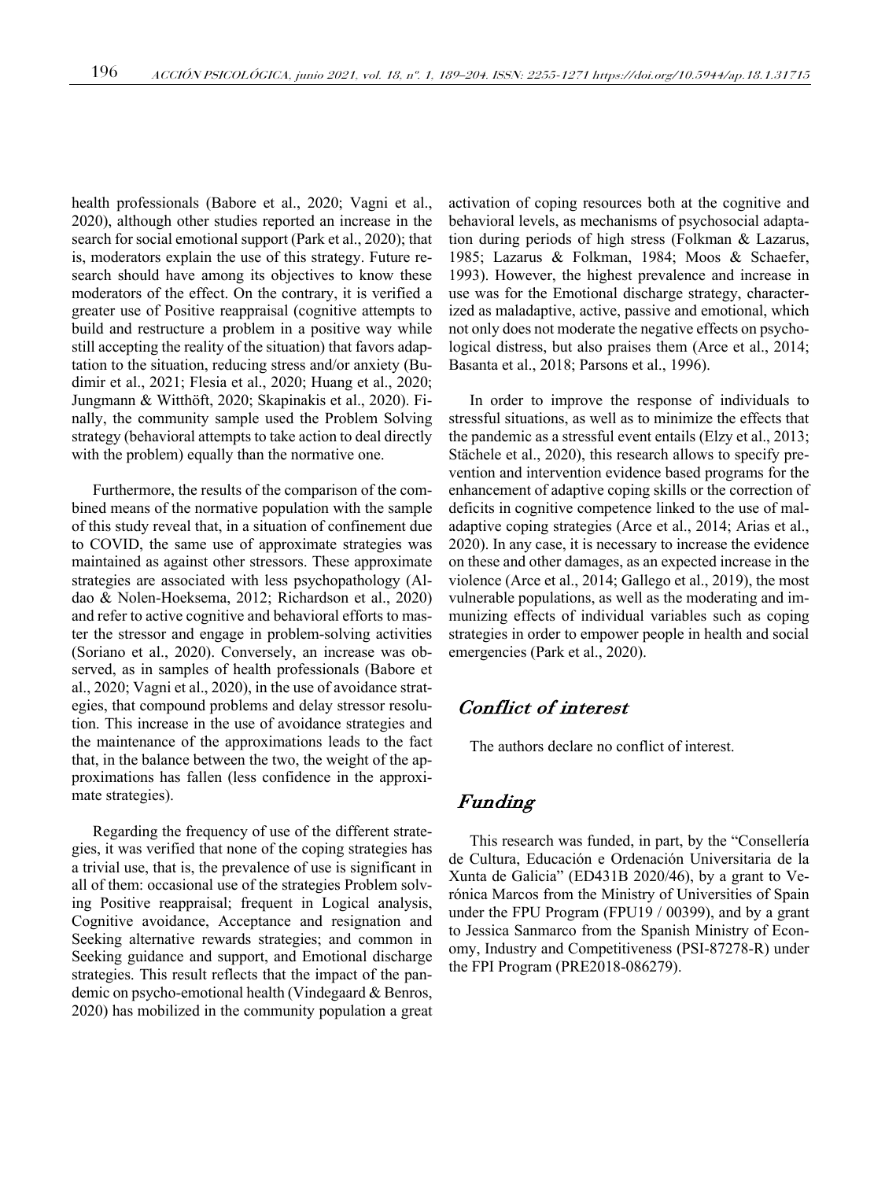health professionals (Babore et al., 2020; Vagni et al., 2020), although other studies reported an increase in the search for social emotional support (Park et al., 2020); that is, moderators explain the use of this strategy. Future research should have among its objectives to know these moderators of the effect. On the contrary, it is verified a greater use of Positive reappraisal (cognitive attempts to build and restructure a problem in a positive way while still accepting the reality of the situation) that favors adaptation to the situation, reducing stress and/or anxiety (Budimir et al., 2021; Flesia et al., 2020; Huang et al., 2020; Jungmann & Witthöft, 2020; Skapinakis et al., 2020). Finally, the community sample used the Problem Solving strategy (behavioral attempts to take action to deal directly with the problem) equally than the normative one.

Furthermore, the results of the comparison of the combined means of the normative population with the sample of this study reveal that, in a situation of confinement due to COVID, the same use of approximate strategies was maintained as against other stressors. These approximate strategies are associated with less psychopathology (Aldao & Nolen-Hoeksema, 2012; Richardson et al., 2020) and refer to active cognitive and behavioral efforts to master the stressor and engage in problem-solving activities (Soriano et al., 2020). Conversely, an increase was observed, as in samples of health professionals (Babore et al., 2020; Vagni et al., 2020), in the use of avoidance strategies, that compound problems and delay stressor resolution. This increase in the use of avoidance strategies and the maintenance of the approximations leads to the fact that, in the balance between the two, the weight of the approximations has fallen (less confidence in the approximate strategies).

Regarding the frequency of use of the different strategies, it was verified that none of the coping strategies has a trivial use, that is, the prevalence of use is significant in all of them: occasional use of the strategies Problem solving Positive reappraisal; frequent in Logical analysis, Cognitive avoidance, Acceptance and resignation and Seeking alternative rewards strategies; and common in Seeking guidance and support, and Emotional discharge strategies. This result reflects that the impact of the pandemic on psycho-emotional health (Vindegaard & Benros, 2020) has mobilized in the community population a great activation of coping resources both at the cognitive and behavioral levels, as mechanisms of psychosocial adaptation during periods of high stress (Folkman & Lazarus, 1985; Lazarus & Folkman, 1984; Moos & Schaefer, 1993). However, the highest prevalence and increase in use was for the Emotional discharge strategy, characterized as maladaptive, active, passive and emotional, which not only does not moderate the negative effects on psychological distress, but also praises them (Arce et al., 2014; Basanta et al., 2018; Parsons et al., 1996).

In order to improve the response of individuals to stressful situations, as well as to minimize the effects that the pandemic as a stressful event entails (Elzy et al., 2013; Stächele et al., 2020), this research allows to specify prevention and intervention evidence based programs for the enhancement of adaptive coping skills or the correction of deficits in cognitive competence linked to the use of maladaptive coping strategies (Arce et al., 2014; Arias et al., 2020). In any case, it is necessary to increase the evidence on these and other damages, as an expected increase in the violence (Arce et al., 2014; Gallego et al., 2019), the most vulnerable populations, as well as the moderating and immunizing effects of individual variables such as coping strategies in order to empower people in health and social emergencies (Park et al., 2020).

## Conflict of interest

The authors declare no conflict of interest.

## Funding

This research was funded, in part, by the "Consellería de Cultura, Educación e Ordenación Universitaria de la Xunta de Galicia" (ED431B 2020/46), by a grant to Verónica Marcos from the Ministry of Universities of Spain under the FPU Program (FPU19 / 00399), and by a grant to Jessica Sanmarco from the Spanish Ministry of Economy, Industry and Competitiveness (PSI-87278-R) under the FPI Program (PRE2018-086279).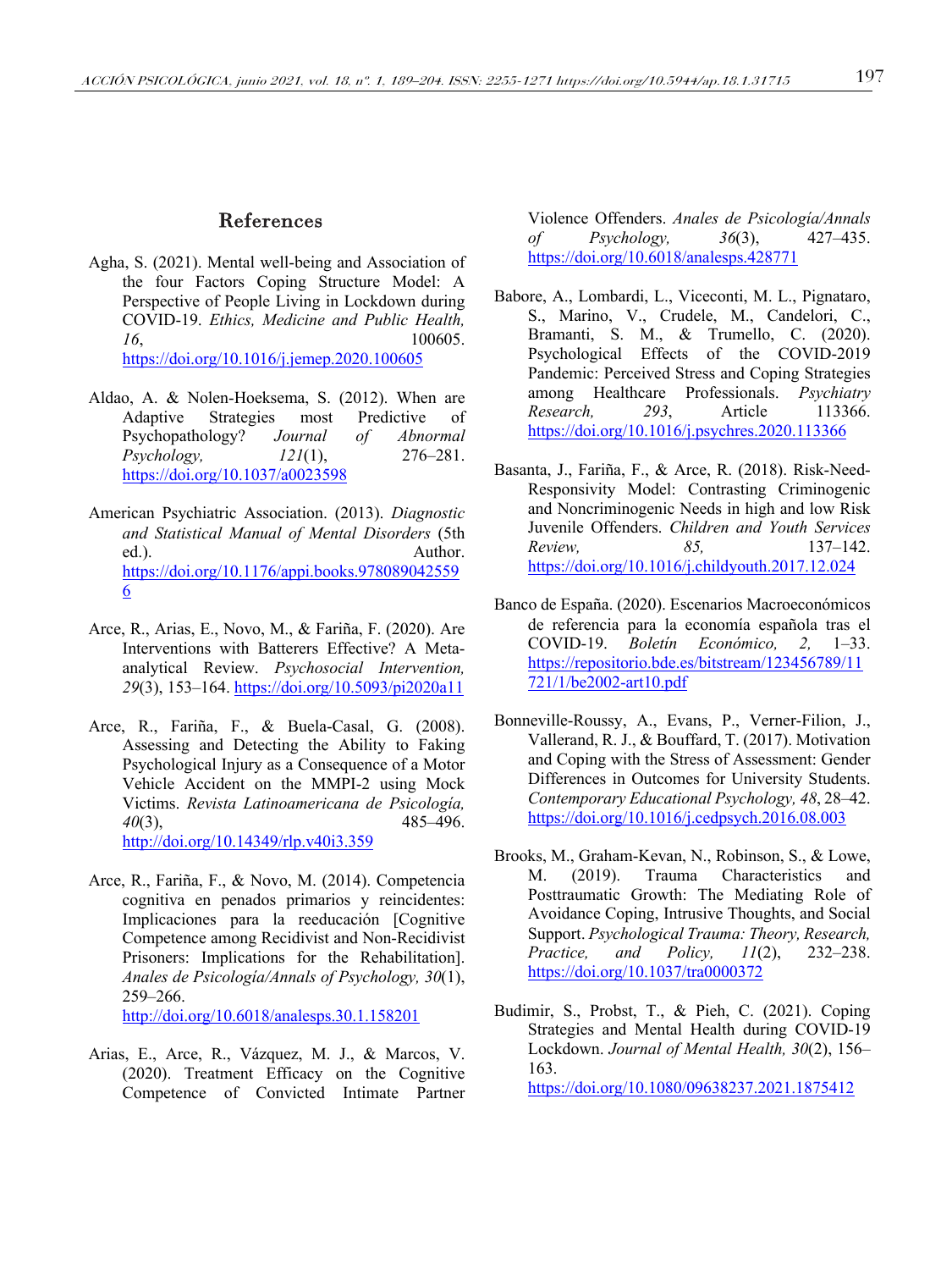## References

Agha, S. (2021). Mental well-being and Association of the four Factors Coping Structure Model: A Perspective of People Living in Lockdown during COVID-19. *Ethics, Medicine and Public Health, 16*, 100605. https://doi.org/10.1016/j.jemep.2020.100605

Aldao, A. & Nolen-Hoeksema, S. (2012). When are Adaptive Strategies most Predictive of Psychopathology? *Journal of Abnormal Psychology, 121*(1), 276–281. https://doi.org/10.1037/a0023598

American Psychiatric Association. (2013). *Diagnostic and Statistical Manual of Mental Disorders* (5th ed.). Author. https://doi.org/10.1176/appi.books.9780890425596

Arce, R., Arias, E., Novo, M., & Fariña, F. (2020). Are Interventions with Batterers Effective? A Meta-analytical Review. *Psychosocial Intervention, 29*(3), 153–164. https://doi.org/10.5093/pi2020a11

Arce, R., Fariña, F., & Buela-Casal, G. (2008). Assessing and Detecting the Ability to Faking Psychological Injury as a Consequence of a Motor Vehicle Accident on the MMPI-2 using Mock Victims. *Revista Latinoamericana de Psicología, 40*(3), 485–496. http://doi.org/10.14349/rlp.v40i3.359

Arce, R., Fariña, F., & Novo, M. (2014). Competencia cognitiva en penados primarios y reincidentes: Implicaciones para la reeducación [Cognitive Competence among Recidivist and Non-Recidivist Prisoners: Implications for the Rehabilitation]. *Anales de Psicología/Annals of Psychology, 30*(1), 259–266. http://doi.org/10.6018/analesps.30.1.158201

Arias, E., Arce, R., Vázquez, M. J., & Marcos, V. (2020). Treatment Efficacy on the Cognitive Competence of Convicted Intimate Partner Violence Offenders. *Anales de Psicología/Annals of Psychology, 36*(3), 427–435. https://doi.org/10.6018/analesps.428771

Babore, A., Lombardi, L., Viceconti, M. L., Pignataro, S., Marino, V., Crudele, M., Candelori, C., Bramanti, S. M., & Trumello, C. (2020). Psychological Effects of the COVID-2019 Pandemic: Perceived Stress and Coping Strategies among Healthcare Professionals. *Psychiatry Research, 293*, Article 113366. https://doi.org/10.1016/j.psychres.2020.113366

Basanta, J., Fariña, F., & Arce, R. (2018). Risk-Need-Responsivity Model: Contrasting Criminogenic and Noncriminogenic Needs in high and low Risk Juvenile Offenders. *Children and Youth Services Review, 85,* 137–142. https://doi.org/10.1016/j.childyouth.2017.12.024

Banco de España. (2020). Escenarios Macroeconómicos de referencia para la economía española tras el COVID-19. *Boletín Económico, 2,* 1–33. https://repositorio.bde.es/bitstream/123456789/11721/1/be2002-art10.pdf

Bonneville-Roussy, A., Evans, P., Verner-Filion, J., Vallerand, R. J., & Bouffard, T. (2017). Motivation and Coping with the Stress of Assessment: Gender Differences in Outcomes for University Students. *Contemporary Educational Psychology, 48*, 28–42. https://doi.org/10.1016/j.cedpsych.2016.08.003

Brooks, M., Graham-Kevan, N., Robinson, S., & Lowe, M. (2019). Trauma Characteristics and Posttraumatic Growth: The Mediating Role of Avoidance Coping, Intrusive Thoughts, and Social Support. *Psychological Trauma: Theory, Research, Practice, and Policy, 11*(2), 232–238. https://doi.org/10.1037/tra0000372

Budimir, S., Probst, T., & Pieh, C. (2021). Coping Strategies and Mental Health during COVID-19 Lockdown. *Journal of Mental Health, 30*(2), 156–163. https://doi.org/10.1080/09638237.2021.1875412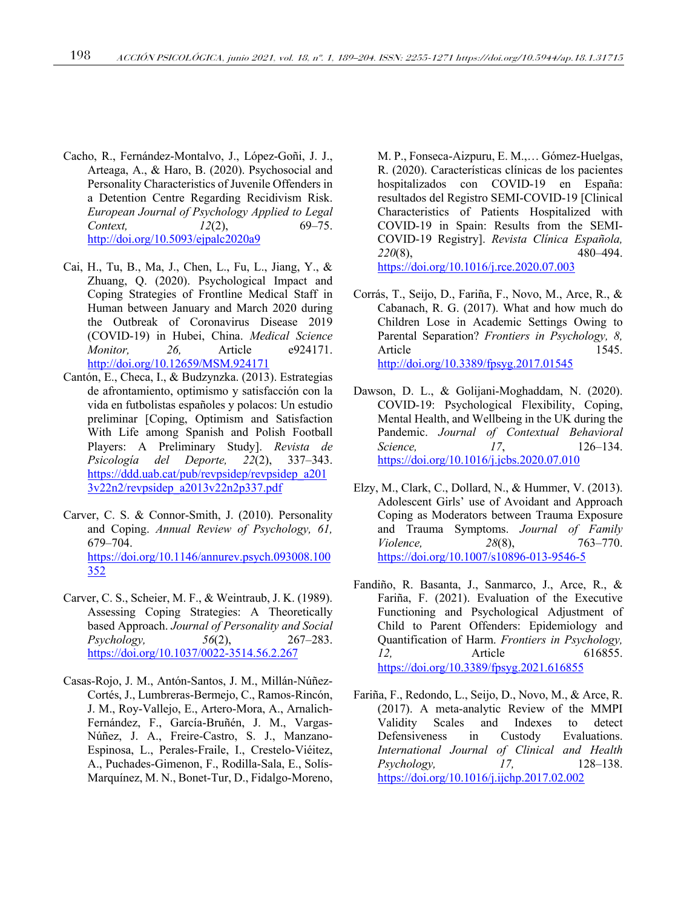Cacho, R., Fernández-Montalvo, J., López-Goñi, J. J., Arteaga, A., & Haro, B. (2020). Psychosocial and Personality Characteristics of Juvenile Offenders in a Detention Centre Regarding Recidivism Risk. *European Journal of Psychology Applied to Legal Context, 12*(2), 69–75. http://doi.org/10.5093/ejpalc2020a9

Cai, H., Tu, B., Ma, J., Chen, L., Fu, L., Jiang, Y., & Zhuang, Q. (2020). Psychological Impact and Coping Strategies of Frontline Medical Staff in Human between January and March 2020 during the Outbreak of Coronavirus Disease 2019 (COVID-19) in Hubei, China. *Medical Science Monitor, 26,* Article e924171. http://doi.org/10.12659/MSM.924171

Cantón, E., Checa, I., & Budzynzka. (2013). Estrategias de afrontamiento, optimismo y satisfacción con la vida en futbolistas españoles y polacos: Un estudio preliminar [Coping, Optimism and Satisfaction With Life among Spanish and Polish Football Players: A Preliminary Study]. *Revista de Psicología del Deporte, 22*(2), 337–343. https://ddd.uab.cat/pub/revpsidep/revpsidep_a2013v22n2/revpsidep_a2013v22n2p337.pdf

Carver, C. S. & Connor-Smith, J. (2010). Personality and Coping. *Annual Review of Psychology, 61,* 679–704. https://doi.org/10.1146/annurev.psych.093008.100352

Carver, C. S., Scheier, M. F., & Weintraub, J. K. (1989). Assessing Coping Strategies: A Theoretically based Approach. *Journal of Personality and Social Psychology, 56*(2), 267–283. https://doi.org/10.1037/0022-3514.56.2.267

Casas-Rojo, J. M., Antón-Santos, J. M., Millán-Núñez-Cortés, J., Lumbreras-Bermejo, C., Ramos-Rincón, J. M., Roy-Vallejo, E., Artero-Mora, A., Arnalich-Fernández, F., García-Bruñén, J. M., Vargas-Núñez, J. A., Freire-Castro, S. J., Manzano-Espinosa, L., Perales-Fraile, I., Crestelo-Viéitez, A., Puchades-Gimenon, F., Rodilla-Sala, E., Solís-Marquínez, M. N., Bonet-Tur, D., Fidalgo-Moreno, M. P., Fonseca-Aizpuru, E. M.,… Gómez-Huelgas, R. (2020). Características clínicas de los pacientes hospitalizados con COVID-19 en España: resultados del Registro SEMI-COVID-19 [Clinical Characteristics of Patients Hospitalized with COVID-19 in Spain: Results from the SEMI-COVID-19 Registry]. *Revista Clínica Española, 220*(8), 480–494. https://doi.org/10.1016/j.rce.2020.07.003

Corrás, T., Seijo, D., Fariña, F., Novo, M., Arce, R., & Cabanach, R. G. (2017). What and how much do Children Lose in Academic Settings Owing to Parental Separation? *Frontiers in Psychology, 8,* Article 1545. http://doi.org/10.3389/fpsyg.2017.01545

Dawson, D. L., & Golijani-Moghaddam, N. (2020). COVID-19: Psychological Flexibility, Coping, Mental Health, and Wellbeing in the UK during the Pandemic. *Journal of Contextual Behavioral Science, 17*, 126–134. https://doi.org/10.1016/j.jcbs.2020.07.010

Elzy, M., Clark, C., Dollard, N., & Hummer, V. (2013). Adolescent Girls' use of Avoidant and Approach Coping as Moderators between Trauma Exposure and Trauma Symptoms. *Journal of Family Violence, 28*(8), 763–770. https://doi.org/10.1007/s10896-013-9546-5

Fandiño, R. Basanta, J., Sanmarco, J., Arce, R., & Fariña, F. (2021). Evaluation of the Executive Functioning and Psychological Adjustment of Child to Parent Offenders: Epidemiology and Quantification of Harm. *Frontiers in Psychology, 12,* Article 616855. https://doi.org/10.3389/fpsyg.2021.616855

Fariña, F., Redondo, L., Seijo, D., Novo, M., & Arce, R. (2017). A meta-analytic Review of the MMPI Validity Scales and Indexes to detect Defensiveness in Custody Evaluations. *International Journal of Clinical and Health Psychology, 17,* 128–138. https://doi.org/10.1016/j.ijchp.2017.02.002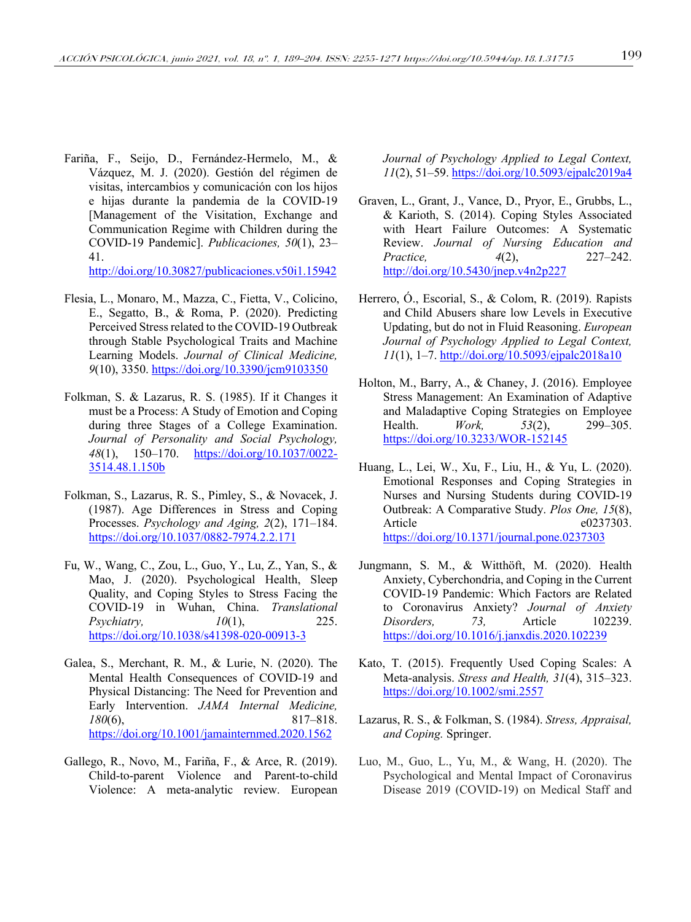Fariña, F., Seijo, D., Fernández-Hermelo, M., & Vázquez, M. J. (2020). Gestión del régimen de visitas, intercambios y comunicación con los hijos e hijas durante la pandemia de la COVID-19 [Management of the Visitation, Exchange and Communication Regime with Children during the COVID-19 Pandemic]. *Publicaciones, 50*(1), 23–41. http://doi.org/10.30827/publicaciones.v50i1.15942

Flesia, L., Monaro, M., Mazza, C., Fietta, V., Colicino, E., Segatto, B., & Roma, P. (2020). Predicting Perceived Stress related to the COVID-19 Outbreak through Stable Psychological Traits and Machine Learning Models. *Journal of Clinical Medicine, 9*(10), 3350. https://doi.org/10.3390/jcm9103350

Folkman, S. & Lazarus, R. S. (1985). If it Changes it must be a Process: A Study of Emotion and Coping during three Stages of a College Examination. *Journal of Personality and Social Psychology, 48*(1), 150–170. https://doi.org/10.1037/0022-3514.48.1.150b

Folkman, S., Lazarus, R. S., Pimley, S., & Novacek, J. (1987). Age Differences in Stress and Coping Processes. *Psychology and Aging, 2*(2), 171–184. https://doi.org/10.1037/0882-7974.2.2.171

Fu, W., Wang, C., Zou, L., Guo, Y., Lu, Z., Yan, S., & Mao, J. (2020). Psychological Health, Sleep Quality, and Coping Styles to Stress Facing the COVID-19 in Wuhan, China. *Translational Psychiatry, 10*(1), 225. https://doi.org/10.1038/s41398-020-00913-3

Galea, S., Merchant, R. M., & Lurie, N. (2020). The Mental Health Consequences of COVID-19 and Physical Distancing: The Need for Prevention and Early Intervention. *JAMA Internal Medicine, 180*(6), 817–818. https://doi.org/10.1001/jamainternmed.2020.1562

Gallego, R., Novo, M., Fariña, F., & Arce, R. (2019). Child-to-parent Violence and Parent-to-child Violence: A meta-analytic review. European *Journal of Psychology Applied to Legal Context, 11*(2), 51–59. https://doi.org/10.5093/ejpalc2019a4

Graven, L., Grant, J., Vance, D., Pryor, E., Grubbs, L., & Karioth, S. (2014). Coping Styles Associated with Heart Failure Outcomes: A Systematic Review. *Journal of Nursing Education and Practice, 4*(2), 227–242. http://doi.org/10.5430/jnep.v4n2p227

Herrero, Ó., Escorial, S., & Colom, R. (2019). Rapists and Child Abusers share low Levels in Executive Updating, but do not in Fluid Reasoning. *European Journal of Psychology Applied to Legal Context, 11*(1), 1–7. http://doi.org/10.5093/ejpalc2018a10

Holton, M., Barry, A., & Chaney, J. (2016). Employee Stress Management: An Examination of Adaptive and Maladaptive Coping Strategies on Employee Health. *Work, 53*(2), 299–305. https://doi.org/10.3233/WOR-152145

Huang, L., Lei, W., Xu, F., Liu, H., & Yu, L. (2020). Emotional Responses and Coping Strategies in Nurses and Nursing Students during COVID-19 Outbreak: A Comparative Study. *Plos One, 15*(8), Article e0237303. https://doi.org/10.1371/journal.pone.0237303

Jungmann, S. M., & Witthöft, M. (2020). Health Anxiety, Cyberchondria, and Coping in the Current COVID-19 Pandemic: Which Factors are Related to Coronavirus Anxiety? *Journal of Anxiety Disorders, 73,* Article 102239. https://doi.org/10.1016/j.janxdis.2020.102239

Kato, T. (2015). Frequently Used Coping Scales: A Meta-analysis. *Stress and Health, 31*(4), 315–323. https://doi.org/10.1002/smi.2557

Lazarus, R. S., & Folkman, S. (1984). *Stress, Appraisal, and Coping.* Springer.

Luo, M., Guo, L., Yu, M., & Wang, H. (2020). The Psychological and Mental Impact of Coronavirus Disease 2019 (COVID-19) on Medical Staff and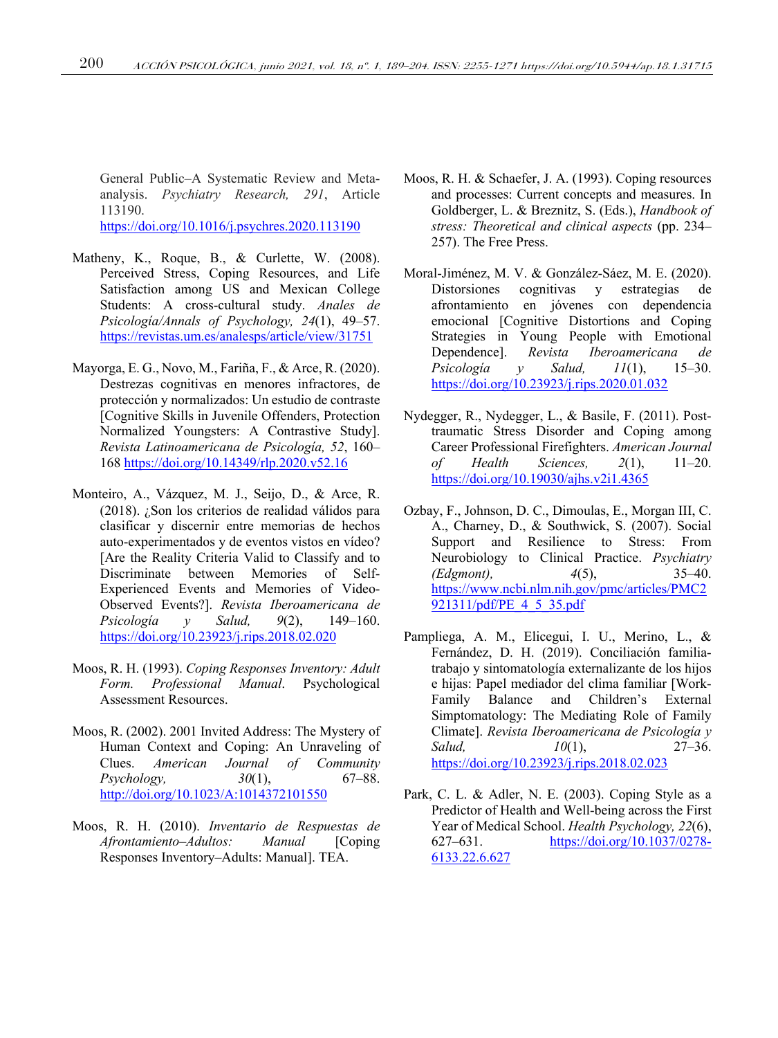General Public–A Systematic Review and Meta-analysis. *Psychiatry Research, 291*, Article 113190. https://doi.org/10.1016/j.psychres.2020.113190

Matheny, K., Roque, B., & Curlette, W. (2008). Perceived Stress, Coping Resources, and Life Satisfaction among US and Mexican College Students: A cross-cultural study. *Anales de Psicología/Annals of Psychology, 24*(1), 49–57. https://revistas.um.es/analesps/article/view/31751

Mayorga, E. G., Novo, M., Fariña, F., & Arce, R. (2020). Destrezas cognitivas en menores infractores, de protección y normalizados: Un estudio de contraste [Cognitive Skills in Juvenile Offenders, Protection Normalized Youngsters: A Contrastive Study]. *Revista Latinoamericana de Psicología, 52*, 160–168 https://doi.org/10.14349/rlp.2020.v52.16

Monteiro, A., Vázquez, M. J., Seijo, D., & Arce, R. (2018). ¿Son los criterios de realidad válidos para clasificar y discernir entre memorias de hechos auto-experimentados y de eventos vistos en vídeo? [Are the Reality Criteria Valid to Classify and to Discriminate between Memories of Self-Experienced Events and Memories of Video-Observed Events?]. *Revista Iberoamericana de Psicología y Salud, 9*(2), 149–160. https://doi.org/10.23923/j.rips.2018.02.020

Moos, R. H. (1993). *Coping Responses Inventory: Adult Form. Professional Manual*. Psychological Assessment Resources.

Moos, R. (2002). 2001 Invited Address: The Mystery of Human Context and Coping: An Unraveling of Clues. *American Journal of Community Psychology, 30*(1), 67–88. http://doi.org/10.1023/A:1014372101550

Moos, R. H. (2010). *Inventario de Respuestas de Afrontamiento–Adultos: Manual* [Coping Responses Inventory–Adults: Manual]. TEA.

Moos, R. H. & Schaefer, J. A. (1993). Coping resources and processes: Current concepts and measures. In Goldberger, L. & Breznitz, S. (Eds.), *Handbook of stress: Theoretical and clinical aspects* (pp. 234–257). The Free Press.

Moral-Jiménez, M. V. & González-Sáez, M. E. (2020). Distorsiones cognitivas y estrategias de afrontamiento en jóvenes con dependencia emocional [Cognitive Distortions and Coping Strategies in Young People with Emotional Dependence]. *Revista Iberoamericana de Psicología y Salud, 11*(1), 15–30. https://doi.org/10.23923/j.rips.2020.01.032

Nydegger, R., Nydegger, L., & Basile, F. (2011). Post-traumatic Stress Disorder and Coping among Career Professional Firefighters. *American Journal of Health Sciences, 2*(1), 11–20. https://doi.org/10.19030/ajhs.v2i1.4365

Ozbay, F., Johnson, D. C., Dimoulas, E., Morgan III, C. A., Charney, D., & Southwick, S. (2007). Social Support and Resilience to Stress: From Neurobiology to Clinical Practice. *Psychiatry (Edgmont), 4*(5), 35–40. https://www.ncbi.nlm.nih.gov/pmc/articles/PMC2921311/pdf/PE_4_5_35.pdf

Pampliega, A. M., Elicegui, I. U., Merino, L., & Fernández, D. H. (2019). Conciliación familia-trabajo y sintomatología externalizante de los hijos e hijas: Papel mediador del clima familiar [Work-Family Balance and Children's External Simptomatology: The Mediating Role of Family Climate]. *Revista Iberoamericana de Psicología y Salud, 10*(1), 27–36. https://doi.org/10.23923/j.rips.2018.02.023

Park, C. L. & Adler, N. E. (2003). Coping Style as a Predictor of Health and Well-being across the First Year of Medical School. *Health Psychology, 22*(6), 627–631. https://doi.org/10.1037/0278-6133.22.6.627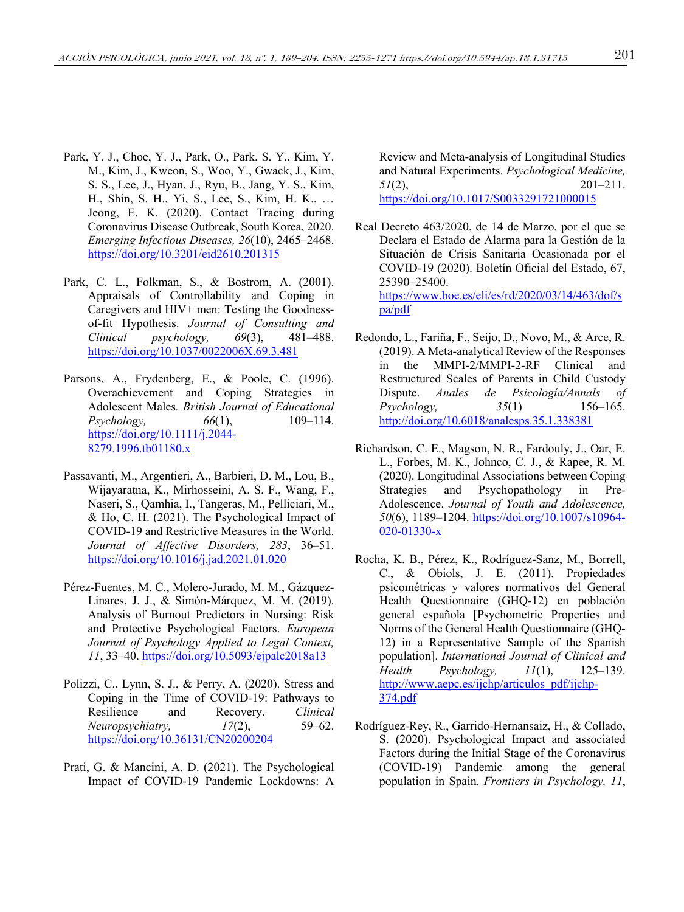Park, Y. J., Choe, Y. J., Park, O., Park, S. Y., Kim, Y. M., Kim, J., Kweon, S., Woo, Y., Gwack, J., Kim, S. S., Lee, J., Hyan, J., Ryu, B., Jang, Y. S., Kim, H., Shin, S. H., Yi, S., Lee, S., Kim, H. K., … Jeong, E. K. (2020). Contact Tracing during Coronavirus Disease Outbreak, South Korea, 2020. *Emerging Infectious Diseases, 26*(10), 2465–2468. https://doi.org/10.3201/eid2610.201315

Park, C. L., Folkman, S., & Bostrom, A. (2001). Appraisals of Controllability and Coping in Caregivers and HIV+ men: Testing the Goodness-of-fit Hypothesis. *Journal of Consulting and Clinical psychology, 69*(3), 481–488. https://doi.org/10.1037/0022006X.69.3.481

Parsons, A., Frydenberg, E., & Poole, C. (1996). Overachievement and Coping Strategies in Adolescent Males*. British Journal of Educational Psychology, 66*(1), 109–114. https://doi.org/10.1111/j.2044-8279.1996.tb01180.x

Passavanti, M., Argentieri, A., Barbieri, D. M., Lou, B., Wijayaratna, K., Mirhosseini, A. S. F., Wang, F., Naseri, S., Qamhia, I., Tangeras, M., Pelliciari, M., & Ho, C. H. (2021). The Psychological Impact of COVID-19 and Restrictive Measures in the World. *Journal of Affective Disorders, 283*, 36–51. https://doi.org/10.1016/j.jad.2021.01.020

Pérez-Fuentes, M. C., Molero-Jurado, M. M., Gázquez-Linares, J. J., & Simón-Márquez, M. M. (2019). Analysis of Burnout Predictors in Nursing: Risk and Protective Psychological Factors. *European Journal of Psychology Applied to Legal Context, 11*, 33–40. https://doi.org/10.5093/ejpalc2018a13

Polizzi, C., Lynn, S. J., & Perry, A. (2020). Stress and Coping in the Time of COVID-19: Pathways to Resilience and Recovery. *Clinical Neuropsychiatry, 17*(2), 59–62. https://doi.org/10.36131/CN20200204

Prati, G. & Mancini, A. D. (2021). The Psychological Impact of COVID-19 Pandemic Lockdowns: A Review and Meta-analysis of Longitudinal Studies and Natural Experiments. *Psychological Medicine, 51*(2), 201–211. https://doi.org/10.1017/S0033291721000015

Real Decreto 463/2020, de 14 de Marzo, por el que se Declara el Estado de Alarma para la Gestión de la Situación de Crisis Sanitaria Ocasionada por el COVID-19 (2020). Boletín Oficial del Estado, 67, 25390–25400. https://www.boe.es/eli/es/rd/2020/03/14/463/dof/spa/pdf

Redondo, L., Fariña, F., Seijo, D., Novo, M., & Arce, R. (2019). A Meta-analytical Review of the Responses in the MMPI-2/MMPI-2-RF Clinical and Restructured Scales of Parents in Child Custody Dispute. *Anales de Psicología/Annals of Psychology, 35*(1) 156–165. http://doi.org/10.6018/analesps.35.1.338381

Richardson, C. E., Magson, N. R., Fardouly, J., Oar, E. L., Forbes, M. K., Johnco, C. J., & Rapee, R. M. (2020). Longitudinal Associations between Coping Strategies and Psychopathology in Pre-Adolescence. *Journal of Youth and Adolescence, 50*(6), 1189–1204. https://doi.org/10.1007/s10964-020-01330-x

Rocha, K. B., Pérez, K., Rodríguez-Sanz, M., Borrell, C., & Obiols, J. E. (2011). Propiedades psicométricas y valores normativos del General Health Questionnaire (GHQ-12) en población general española [Psychometric Properties and Norms of the General Health Questionnaire (GHQ-12) in a Representative Sample of the Spanish population]. *International Journal of Clinical and Health Psychology, 11*(1), 125–139. http://www.aepc.es/ijchp/articulos_pdf/ijchp-374.pdf

Rodríguez-Rey, R., Garrido-Hernansaiz, H., & Collado, S. (2020). Psychological Impact and associated Factors during the Initial Stage of the Coronavirus (COVID-19) Pandemic among the general population in Spain. *Frontiers in Psychology, 11*,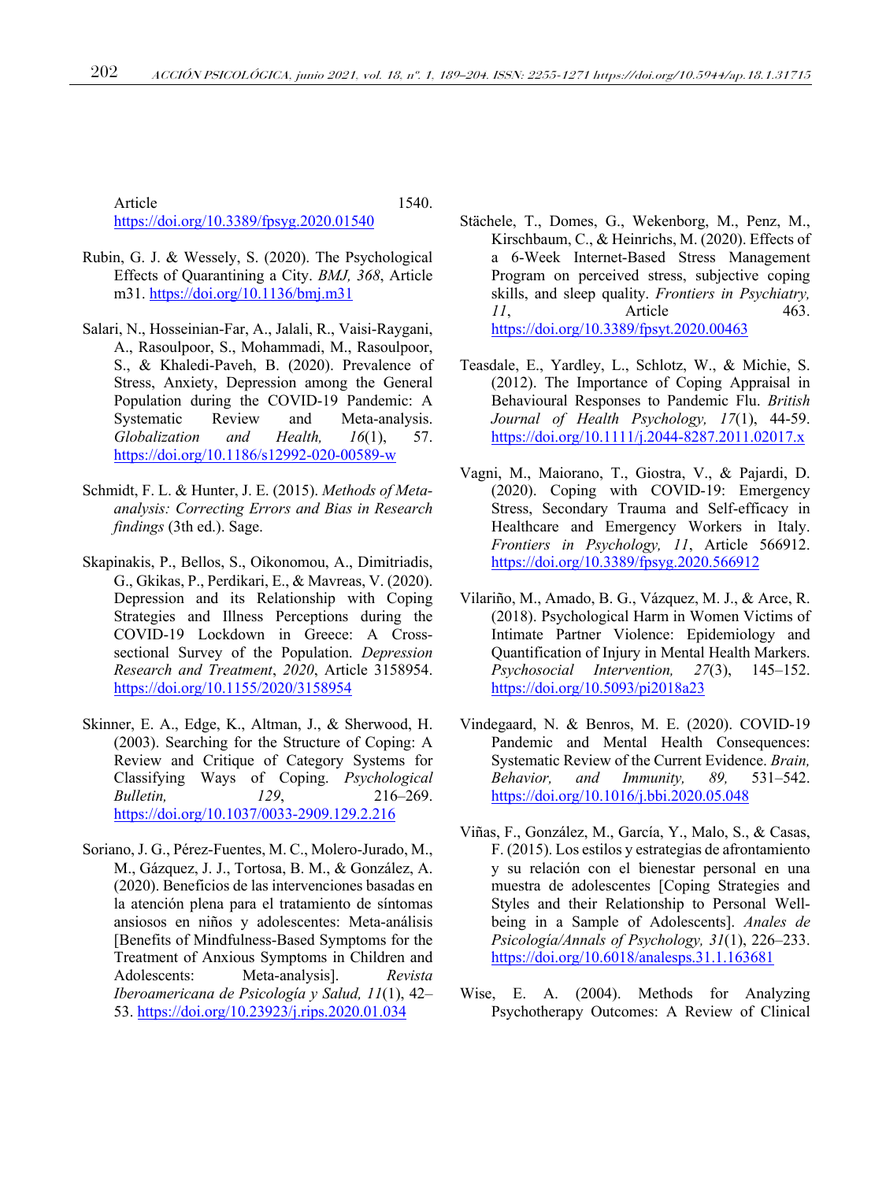Article 1540. https://doi.org/10.3389/fpsyg.2020.01540

Rubin, G. J. & Wessely, S. (2020). The Psychological Effects of Quarantining a City. *BMJ, 368*, Article m31. https://doi.org/10.1136/bmj.m31

Salari, N., Hosseinian-Far, A., Jalali, R., Vaisi-Raygani, A., Rasoulpoor, S., Mohammadi, M., Rasoulpoor, S., & Khaledi-Paveh, B. (2020). Prevalence of Stress, Anxiety, Depression among the General Population during the COVID-19 Pandemic: A Systematic Review and Meta-analysis. *Globalization and Health, 16*(1), 57. https://doi.org/10.1186/s12992-020-00589-w

Schmidt, F. L. & Hunter, J. E. (2015). *Methods of Meta-analysis: Correcting Errors and Bias in Research findings* (3th ed.). Sage.

Skapinakis, P., Bellos, S., Oikonomou, A., Dimitriadis, G., Gkikas, P., Perdikari, E., & Mavreas, V. (2020). Depression and its Relationship with Coping Strategies and Illness Perceptions during the COVID-19 Lockdown in Greece: A Cross-sectional Survey of the Population. *Depression Research and Treatment*, *2020*, Article 3158954. https://doi.org/10.1155/2020/3158954

Skinner, E. A., Edge, K., Altman, J., & Sherwood, H. (2003). Searching for the Structure of Coping: A Review and Critique of Category Systems for Classifying Ways of Coping. *Psychological Bulletin, 129*, 216–269. https://doi.org/10.1037/0033-2909.129.2.216

Soriano, J. G., Pérez-Fuentes, M. C., Molero-Jurado, M., M., Gázquez, J. J., Tortosa, B. M., & González, A. (2020). Beneficios de las intervenciones basadas en la atención plena para el tratamiento de síntomas ansiosos en niños y adolescentes: Meta-análisis [Benefits of Mindfulness-Based Symptoms for the Treatment of Anxious Symptoms in Children and Adolescents: Meta-analysis]. *Revista Iberoamericana de Psicología y Salud, 11*(1), 42–53. https://doi.org/10.23923/j.rips.2020.01.034

Stächele, T., Domes, G., Wekenborg, M., Penz, M., Kirschbaum, C., & Heinrichs, M. (2020). Effects of a 6-Week Internet-Based Stress Management Program on perceived stress, subjective coping skills, and sleep quality. *Frontiers in Psychiatry, 11*, Article 463. https://doi.org/10.3389/fpsyt.2020.00463

Teasdale, E., Yardley, L., Schlotz, W., & Michie, S. (2012). The Importance of Coping Appraisal in Behavioural Responses to Pandemic Flu. *British Journal of Health Psychology, 17*(1), 44-59. https://doi.org/10.1111/j.2044-8287.2011.02017.x

Vagni, M., Maiorano, T., Giostra, V., & Pajardi, D. (2020). Coping with COVID-19: Emergency Stress, Secondary Trauma and Self-efficacy in Healthcare and Emergency Workers in Italy. *Frontiers in Psychology, 11*, Article 566912. https://doi.org/10.3389/fpsyg.2020.566912

Vilariño, M., Amado, B. G., Vázquez, M. J., & Arce, R. (2018). Psychological Harm in Women Victims of Intimate Partner Violence: Epidemiology and Quantification of Injury in Mental Health Markers. *Psychosocial Intervention, 27*(3), 145–152. https://doi.org/10.5093/pi2018a23

Vindegaard, N. & Benros, M. E. (2020). COVID-19 Pandemic and Mental Health Consequences: Systematic Review of the Current Evidence. *Brain, Behavior, and Immunity, 89,* 531–542. https://doi.org/10.1016/j.bbi.2020.05.048

Viñas, F., González, M., García, Y., Malo, S., & Casas, F. (2015). Los estilos y estrategias de afrontamiento y su relación con el bienestar personal en una muestra de adolescentes [Coping Strategies and Styles and their Relationship to Personal Well-being in a Sample of Adolescents]. *Anales de Psicología/Annals of Psychology, 31*(1), 226–233. https://doi.org/10.6018/analesps.31.1.163681

Wise, E. A. (2004). Methods for Analyzing Psychotherapy Outcomes: A Review of Clinical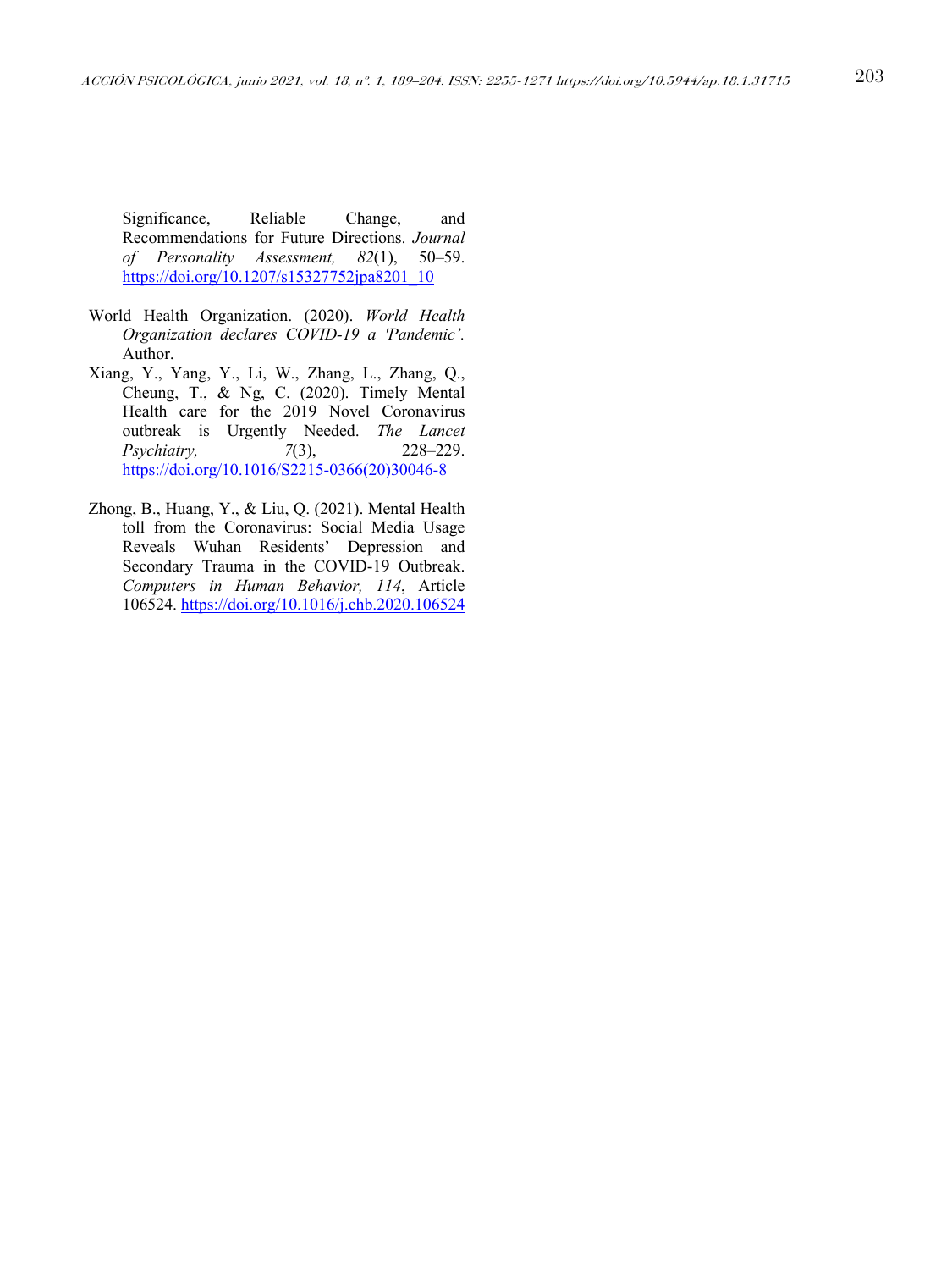Significance, Reliable Change, and Recommendations for Future Directions. *Journal of Personality Assessment, 82*(1), 50–59. https://doi.org/10.1207/s15327752jpa8201_10

World Health Organization. (2020). *World Health Organization declares COVID-19 a 'Pandemic'.* Author.

Xiang, Y., Yang, Y., Li, W., Zhang, L., Zhang, Q., Cheung, T., & Ng, C. (2020). Timely Mental Health care for the 2019 Novel Coronavirus outbreak is Urgently Needed. *The Lancet Psychiatry, 7*(3), 228–229. https://doi.org/10.1016/S2215-0366(20)30046-8

Zhong, B., Huang, Y., & Liu, Q. (2021). Mental Health toll from the Coronavirus: Social Media Usage Reveals Wuhan Residents' Depression and Secondary Trauma in the COVID-19 Outbreak. *Computers in Human Behavior, 114*, Article 106524. https://doi.org/10.1016/j.chb.2020.106524